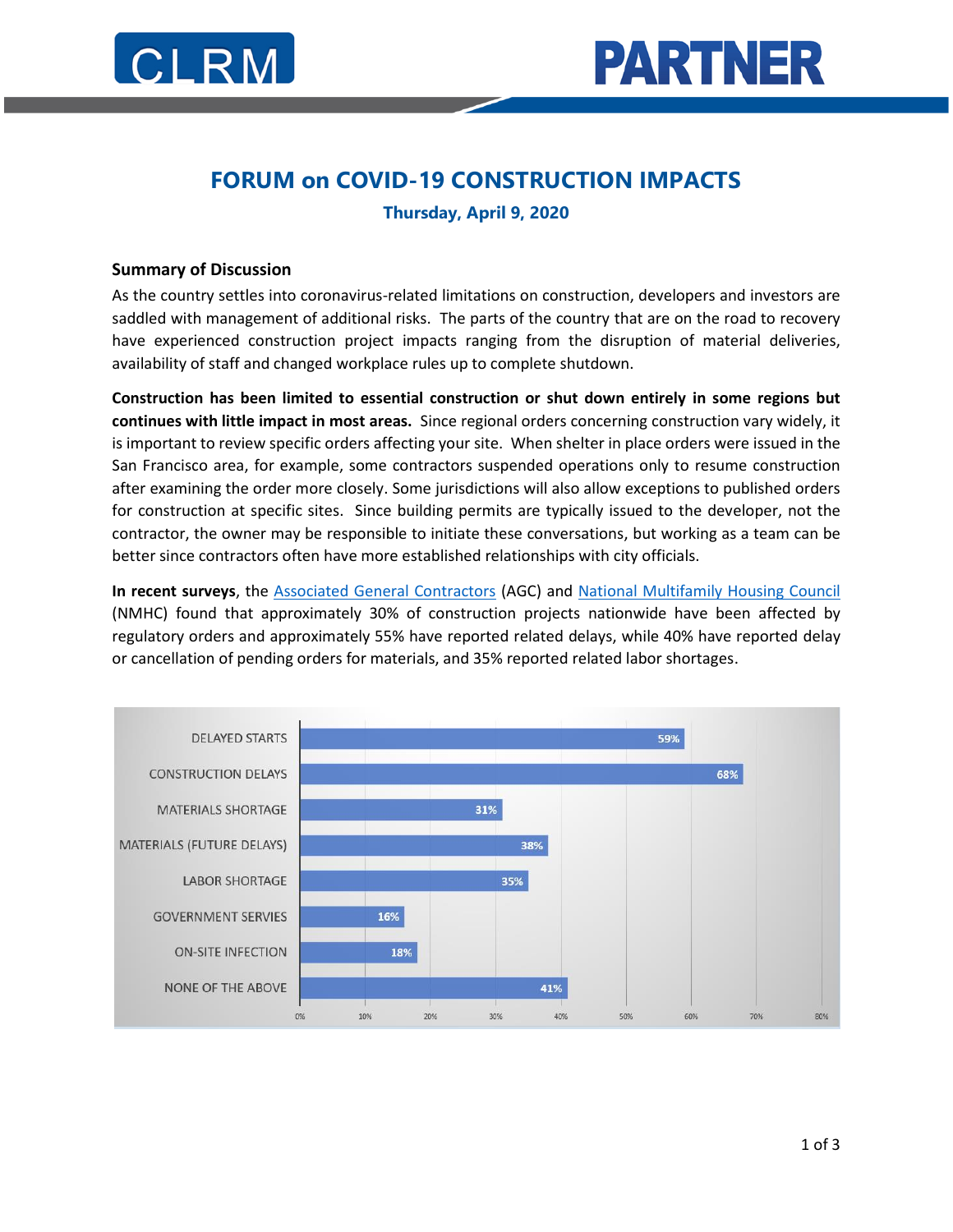# FORUM on COVID-19 CONSTRUCTION IMPACTS

**Thursday, April 9, 2020**

## Summary of Discussion

As the country settles into coronavirus-related limitations on construction, developers and investors are saddled with management of additional risks. The parts of the country that are on the road to recovery have experienced construction project impacts ranging from the disruption of material deliveries, availability of staff and changed workplace rules up to complete shutdown.

**Construction has been limited to essential construction or shut down entirely in some regions but continues with little impact in most areas.** Since regional orders concerning construction vary widely, it is important to review specific orders affecting your site. When shelter in place orders were issued in the San Francisco area, for example, some contractors suspended operations only to resume construction after examining the order more closely. Some jurisdictions will also allow exceptions to published orders for construction at specific sites. Since building permits are typically issued to the developer, not the contractor, the owner may be responsible to initiate these conversations, but working as a team can be better since contractors often have more established relationships with city officials.

**In recent surveys**, the Associated General Contractors (AGC) and National Multifamily Housing Council (NMHC) found that approximately 30% of construction projects nationwide have been affected by regulatory orders and approximately 55% have reported related delays, while 40% have reported delay or cancellation of pending orders for materials, and 35% reported related labor shortages.

| Category | Percentage |
| --- | --- |
| DELAYED STARTS | 59% |
| CONSTRUCTION DELAYS | 68% |
| MATERIALS SHORTAGE | 31% |
| MATERIALS (FUTURE DELAYS) | 38% |
| LABOR SHORTAGE | 35% |
| GOVERNMENT SERVIES | 16% |
| ON-SITE INFECTION | 18% |
| NONE OF THE ABOVE | 41% |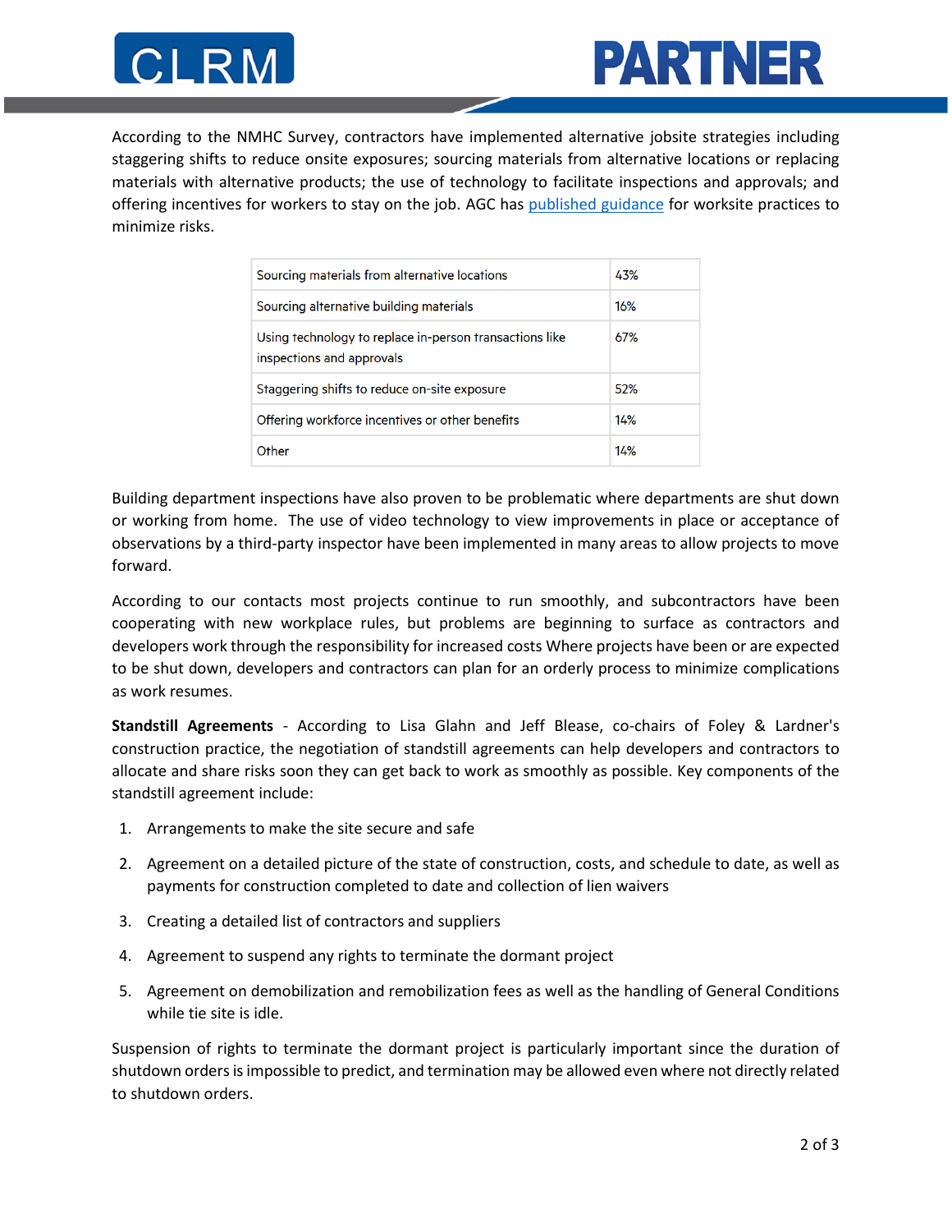According to the NMHC Survey, contractors have implemented alternative jobsite strategies including staggering shifts to reduce onsite exposures; sourcing materials from alternative locations or replacing materials with alternative products; the use of technology to facilitate inspections and approvals; and offering incentives for workers to stay on the job. AGC has published guidance for worksite practices to minimize risks.

| | |
|---|---|
| Sourcing materials from alternative locations | 43% |
| Sourcing alternative building materials | 16% |
| Using technology to replace in-person transactions like inspections and approvals | 67% |
| Staggering shifts to reduce on-site exposure | 52% |
| Offering workforce incentives or other benefits | 14% |
| Other | 14% |

Building department inspections have also proven to be problematic where departments are shut down or working from home. The use of video technology to view improvements in place or acceptance of observations by a third-party inspector have been implemented in many areas to allow projects to move forward.

According to our contacts most projects continue to run smoothly, and subcontractors have been cooperating with new workplace rules, but problems are beginning to surface as contractors and developers work through the responsibility for increased costs Where projects have been or are expected to be shut down, developers and contractors can plan for an orderly process to minimize complications as work resumes.

**Standstill Agreements** - According to Lisa Glahn and Jeff Blease, co-chairs of Foley & Lardner's construction practice, the negotiation of standstill agreements can help developers and contractors to allocate and share risks soon they can get back to work as smoothly as possible. Key components of the standstill agreement include:

1. Arrangements to make the site secure and safe
2. Agreement on a detailed picture of the state of construction, costs, and schedule to date, as well as payments for construction completed to date and collection of lien waivers
3. Creating a detailed list of contractors and suppliers
4. Agreement to suspend any rights to terminate the dormant project
5. Agreement on demobilization and remobilization fees as well as the handling of General Conditions while tie site is idle.

Suspension of rights to terminate the dormant project is particularly important since the duration of shutdown orders is impossible to predict, and termination may be allowed even where not directly related to shutdown orders.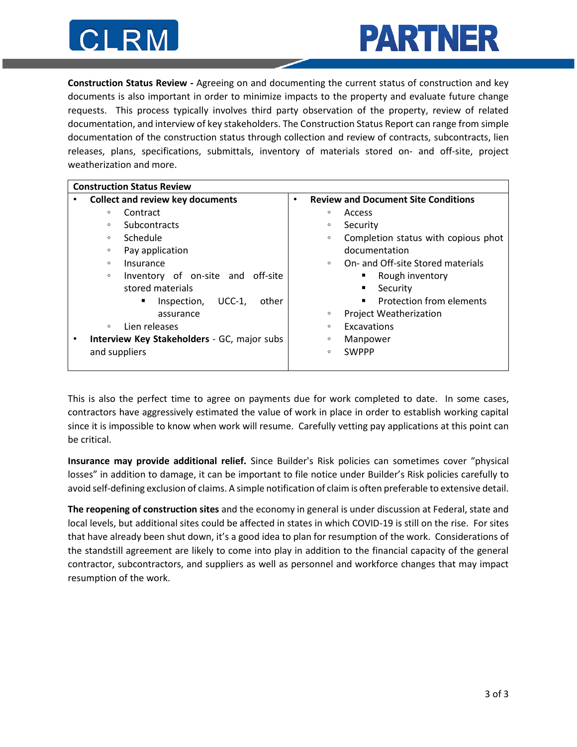**Construction Status Review -** Agreeing on and documenting the current status of construction and key documents is also important in order to minimize impacts to the property and evaluate future change requests. This process typically involves third party observation of the property, review of related documentation, and interview of key stakeholders. The Construction Status Report can range from simple documentation of the construction status through collection and review of contracts, subcontracts, lien releases, plans, specifications, submittals, inventory of materials stored on- and off-site, project weatherization and more.

| **Construction Status Review** | |
|---|---|
| • **Collect and review key documents**<br>◦ Contract<br>◦ Subcontracts<br>◦ Schedule<br>◦ Pay application<br>◦ Insurance<br>◦ Inventory of on-site and off-site stored materials<br>▪ Inspection, UCC-1, other assurance<br>◦ Lien releases<br>• **Interview Key Stakeholders** - GC, major subs and suppliers | • **Review and Document Site Conditions**<br>◦ Access<br>◦ Security<br>◦ Completion status with copious phot documentation<br>◦ On- and Off-site Stored materials<br>▪ Rough inventory<br>▪ Security<br>▪ Protection from elements<br>◦ Project Weatherization<br>◦ Excavations<br>◦ Manpower<br>◦ SWPPP |

This is also the perfect time to agree on payments due for work completed to date. In some cases, contractors have aggressively estimated the value of work in place in order to establish working capital since it is impossible to know when work will resume. Carefully vetting pay applications at this point can be critical.

**Insurance may provide additional relief.** Since Builder's Risk policies can sometimes cover "physical losses" in addition to damage, it can be important to file notice under Builder's Risk policies carefully to avoid self-defining exclusion of claims. A simple notification of claim is often preferable to extensive detail.

**The reopening of construction sites** and the economy in general is under discussion at Federal, state and local levels, but additional sites could be affected in states in which COVID-19 is still on the rise. For sites that have already been shut down, it's a good idea to plan for resumption of the work. Considerations of the standstill agreement are likely to come into play in addition to the financial capacity of the general contractor, subcontractors, and suppliers as well as personnel and workforce changes that may impact resumption of the work.